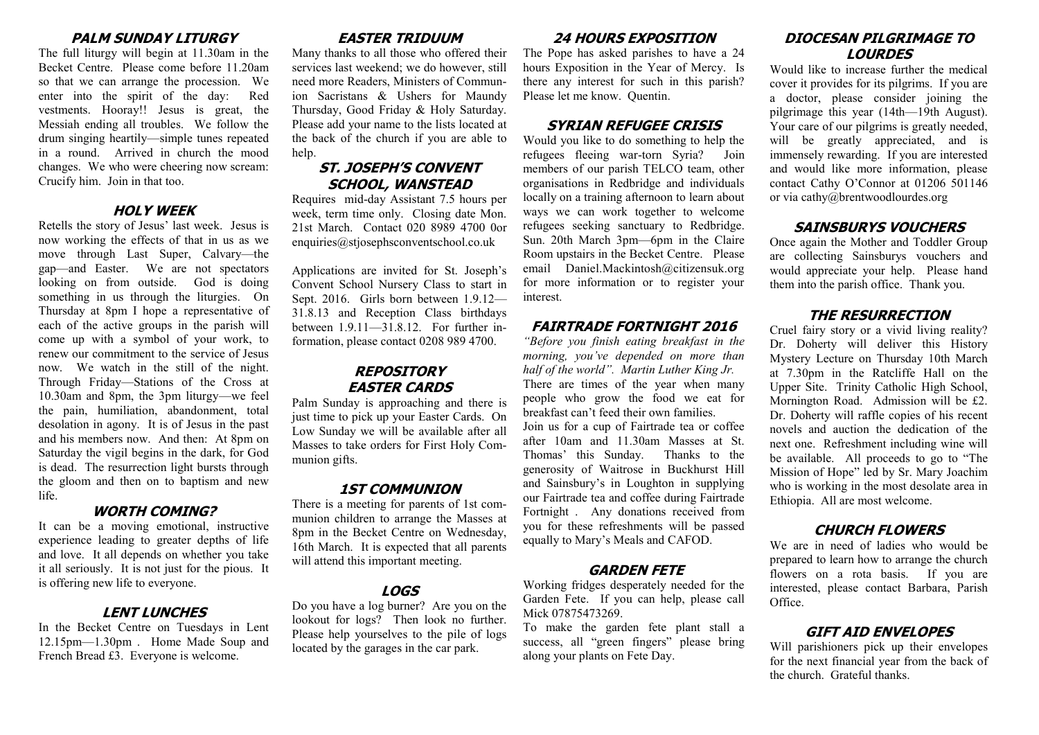## PALM SUNDAY LITURGY

The full liturgy will begin at 11.30am in the Becket Centre. Please come before 11.20am so that we can arrange the procession. We enter into the spirit of the day: Red vestments. Hooray!! Jesus is great, the Messiah ending all troubles. We follow the drum singing heartily—simple tunes repeated in a round. Arrived in church the mood changes. We who were cheering now scream: Crucify him. Join in that too.

## HOLY WEEK

Retells the story of Jesus' last week. Jesus is now working the effects of that in us as we move through Last Super, Calvary—the gap—and Easter. We are not spectators looking on from outside. God is doing something in us through the liturgies. On Thursday at 8pm I hope a representative of each of the active groups in the parish will come up with a symbol of your work, to renew our commitment to the service of Jesus now. We watch in the still of the night. Through Friday—Stations of the Cross at 10.30am and 8pm, the 3pm liturgy—we feel the pain, humiliation, abandonment, total desolation in agony. It is of Jesus in the past and his members now. And then: At 8pm on Saturday the vigil begins in the dark, for God is dead. The resurrection light bursts through the gloom and then on to baptism and new life.

## WORTH COMING?

It can be a moving emotional, instructive experience leading to greater depths of life and love. It all depends on whether you take it all seriously. It is not just for the pious. It is offering new life to everyone.

## LENT LUNCHES

In the Becket Centre on Tuesdays in Lent 12.15pm—1.30pm . Home Made Soup and French Bread £3. Everyone is welcome.

## EASTER TRIDUUM

Many thanks to all those who offered their services last weekend; we do however, still need more Readers, Ministers of Communion Sacristans & Ushers for Maundy Thursday, Good Friday & Holy Saturday. Please add your name to the lists located at the back of the church if you are able to help.

## ST. JOSEPH'S CONVENT SCHOOL, WANSTEAD

Requires mid-day Assistant 7.5 hours per week, term time only. Closing date Mon. 21st March. Contact 020 8989 4700 0or enquiries@stjosephsconventschool.co.uk

Applications are invited for St. Joseph's Convent School Nursery Class to start in Sept. 2016. Girls born between 1.9.12—31.8.13 and Reception Class birthdays between 1.9.11—31.8.12. For further information, please contact 0208 989 4700.

## REPOSITORY EASTER CARDS

Palm Sunday is approaching and there is just time to pick up your Easter Cards. On Low Sunday we will be available after all Masses to take orders for First Holy Communion gifts.

## 1ST COMMUNION

There is a meeting for parents of 1st communion children to arrange the Masses at 8pm in the Becket Centre on Wednesday, 16th March. It is expected that all parents will attend this important meeting.

## LOGS

Do you have a log burner? Are you on the lookout for logs? Then look no further. Please help yourselves to the pile of logs located by the garages in the car park.

## 24 HOURS EXPOSITION

The Pope has asked parishes to have a 24 hours Exposition in the Year of Mercy. Is there any interest for such in this parish? Please let me know. Quentin.

## SYRIAN REFUGEE CRISIS

Would you like to do something to help the refugees fleeing war-torn Syria? Join members of our parish TELCO team, other organisations in Redbridge and individuals locally on a training afternoon to learn about ways we can work together to welcome refugees seeking sanctuary to Redbridge. Sun. 20th March 3pm—6pm in the Claire Room upstairs in the Becket Centre. Please email Daniel.Mackintosh@citizensuk.org for more information or to register your interest.

## FAIRTRADE FORTNIGHT 2016

*"Before you finish eating breakfast in the morning, you've depended on more than half of the world". Martin Luther King Jr.*

There are times of the year when many people who grow the food we eat for breakfast can't feed their own families.

Join us for a cup of Fairtrade tea or coffee after 10am and 11.30am Masses at St. Thomas' this Sunday. Thanks to the generosity of Waitrose in Buckhurst Hill and Sainsbury's in Loughton in supplying our Fairtrade tea and coffee during Fairtrade Fortnight . Any donations received from you for these refreshments will be passed equally to Mary's Meals and CAFOD.

## GARDEN FETE

Working fridges desperately needed for the Garden Fete. If you can help, please call Mick 07875473269.

To make the garden fete plant stall a success, all "green fingers" please bring along your plants on Fete Day.

## DIOCESAN PILGRIMAGE TO LOURDES

Would like to increase further the medical cover it provides for its pilgrims. If you are a doctor, please consider joining the pilgrimage this year (14th—19th August). Your care of our pilgrims is greatly needed, will be greatly appreciated, and is immensely rewarding. If you are interested and would like more information, please contact Cathy O'Connor at 01206 501146 or via cathy@brentwoodlourdes.org

## SAINSBURYS VOUCHERS

Once again the Mother and Toddler Group are collecting Sainsburys vouchers and would appreciate your help. Please hand them into the parish office. Thank you.

## THE RESURRECTION

Cruel fairy story or a vivid living reality? Dr. Doherty will deliver this History Mystery Lecture on Thursday 10th March at 7.30pm in the Ratcliffe Hall on the Upper Site. Trinity Catholic High School, Mornington Road. Admission will be £2. Dr. Doherty will raffle copies of his recent novels and auction the dedication of the next one. Refreshment including wine will be available. All proceeds to go to "The Mission of Hope" led by Sr. Mary Joachim who is working in the most desolate area in Ethiopia. All are most welcome.

## CHURCH FLOWERS

We are in need of ladies who would be prepared to learn how to arrange the church flowers on a rota basis. If you are interested, please contact Barbara, Parish Office.

## GIFT AID ENVELOPES

Will parishioners pick up their envelopes for the next financial year from the back of the church. Grateful thanks.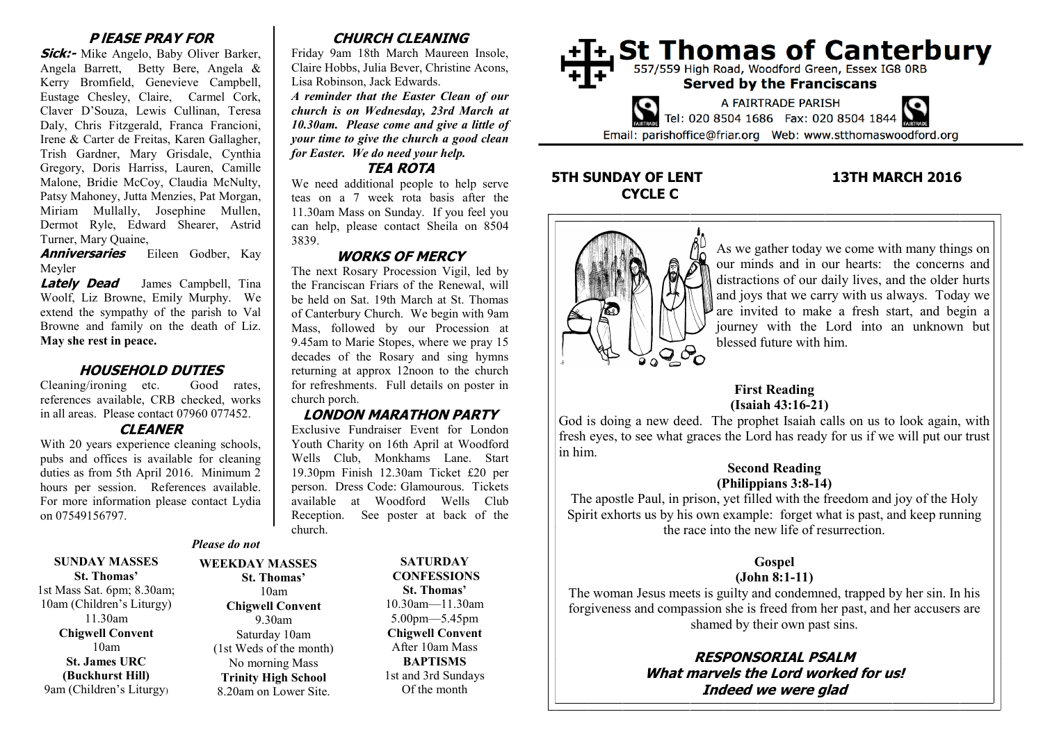## PlEASE PRAY FOR

**Sick:-** Mike Angelo, Baby Oliver Barker, Angela Barrett, Betty Bere, Angela & Kerry Bromfield, Genevieve Campbell, Eustage Chesley, Claire, Carmel Cork, Claver D'Souza, Lewis Cullinan, Teresa Daly, Chris Fitzgerald, Franca Francioni, Irene & Carter de Freitas, Karen Gallagher, Trish Gardner, Mary Grisdale, Cynthia Gregory, Doris Harriss, Lauren, Camille Malone, Bridie McCoy, Claudia McNulty, Patsy Mahoney, Jutta Menzies, Pat Morgan, Miriam Mullally, Josephine Mullen, Dermot Ryle, Edward Shearer, Astrid Turner, Mary Quaine,

**Anniversaries** Eileen Godber, Kay Meyler

**Lately Dead** James Campbell, Tina Woolf, Liz Browne, Emily Murphy. We extend the sympathy of the parish to Val Browne and family on the death of Liz. **May she rest in peace.**

## HOUSEHOLD DUTIES

Cleaning/ironing etc. Good rates, references available, CRB checked, works in all areas. Please contact 07960 077452.

## CLEANER

With 20 years experience cleaning schools, pubs and offices is available for cleaning duties as from 5th April 2016. Minimum 2 hours per session. References available. For more information please contact Lydia on 07549156797.

## CHURCH CLEANING

Friday 9am 18th March Maureen Insole, Claire Hobbs, Julia Bever, Christine Acons, Lisa Robinson, Jack Edwards.

***A reminder that the Easter Clean of our church is on Wednesday, 23rd March at 10.30am. Please come and give a little of your time to give the church a good clean for Easter. We do need your help.***

## TEA ROTA

We need additional people to help serve teas on a 7 week rota basis after the 11.30am Mass on Sunday. If you feel you can help, please contact Sheila on 8504 3839.

## WORKS OF MERCY

The next Rosary Procession Vigil, led by the Franciscan Friars of the Renewal, will be held on Sat. 19th March at St. Thomas of Canterbury Church. We begin with 9am Mass, followed by our Procession at 9.45am to Marie Stopes, where we pray 15 decades of the Rosary and sing hymns returning at approx 12noon to the church for refreshments. Full details on poster in church porch.

## LONDON MARATHON PARTY

Exclusive Fundraiser Event for London Youth Charity on 16th April at Woodford Wells Club, Monkhams Lane. Start 19.30pm Finish 12.30am Ticket £20 per person. Dress Code: Glamourous. Tickets available at Woodford Wells Club Reception. See poster at back of the church.

*Please do not*

**SUNDAY MASSES**
**St. Thomas'**
1st Mass Sat. 6pm; 8.30am; 10am (Children's Liturgy) 11.30am
**Chigwell Convent**
10am
**St. James URC (Buckhurst Hill)**
9am (Children's Liturgy)

**WEEKDAY MASSES**
**St. Thomas'**
10am
**Chigwell Convent**
9.30am
Saturday 10am
(1st Weds of the month)
No morning Mass
**Trinity High School**
8.20am on Lower Site.

**SATURDAY CONFESSIONS**
**St. Thomas'**
10.30am—11.30am
5.00pm—5.45pm
**Chigwell Convent**
After 10am Mass
**BAPTISMS**
1st and 3rd Sundays
Of the month

# St Thomas of Canterbury

557/559 High Road, Woodford Green, Essex IG8 0RB

**Served by the Franciscans**

A FAIRTRADE PARISH

Tel: 020 8504 1686 Fax: 020 8504 1844

Email: parishoffice@friar.org Web: www.stthomaswoodford.org

**5TH SUNDAY OF LENT**
**CYCLE C**

**13TH MARCH 2016**

As we gather today we come with many things on our minds and in our hearts: the concerns and distractions of our daily lives, and the older hurts and joys that we carry with us always. Today we are invited to make a fresh start, and begin a journey with the Lord into an unknown but blessed future with him.

**First Reading**
**(Isaiah 43:16-21)**

God is doing a new deed. The prophet Isaiah calls on us to look again, with fresh eyes, to see what graces the Lord has ready for us if we will put our trust in him.

**Second Reading**
**(Philippians 3:8-14)**

The apostle Paul, in prison, yet filled with the freedom and joy of the Holy Spirit exhorts us by his own example: forget what is past, and keep running the race into the new life of resurrection.

**Gospel**
**(John 8:1-11)**

The woman Jesus meets is guilty and condemned, trapped by her sin. In his forgiveness and compassion she is freed from her past, and her accusers are shamed by their own past sins.

**RESPONSORIAL PSALM**
***What marvels the Lord worked for us!***
***Indeed we were glad***